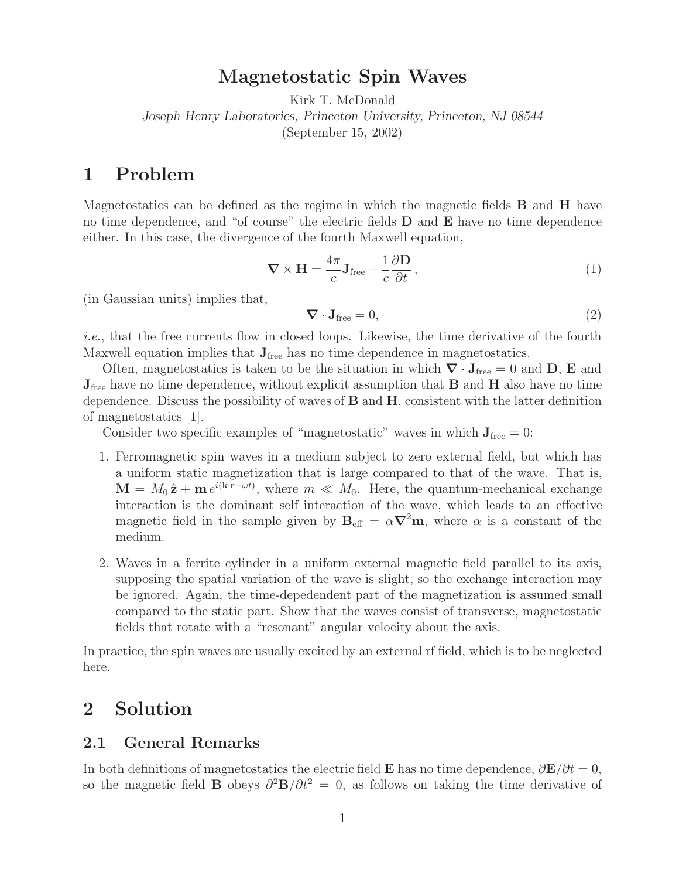# Magnetostatic Spin Waves

Kirk T. McDonald

*Joseph Henry Laboratories, Princeton University, Princeton, NJ 08544*

(September 15, 2002)

## 1 Problem

Magnetostatics can be defined as the regime in which the magnetic fields $\mathbf{B}$ and $\mathbf{H}$ have no time dependence, and "of course" the electric fields $\mathbf{D}$ and $\mathbf{E}$ have no time dependence either. In this case, the divergence of the fourth Maxwell equation,

$$\boldsymbol{\nabla} \times \mathbf{H} = \frac{4\pi}{c}\mathbf{J}_{\rm free} + \frac{1}{c}\frac{\partial \mathbf{D}}{\partial t}\,, \tag{1}$$

(in Gaussian units) implies that,

$$\boldsymbol{\nabla} \cdot \mathbf{J}_{\rm free} = 0, \tag{2}$$

*i.e.*, that the free currents flow in closed loops. Likewise, the time derivative of the fourth Maxwell equation implies that $\mathbf{J}_{\rm free}$ has no time dependence in magnetostatics.

Often, magnetostatics is taken to be the situation in which $\boldsymbol{\nabla} \cdot \mathbf{J}_{\rm free} = 0$ and $\mathbf{D}$, $\mathbf{E}$ and $\mathbf{J}_{\rm free}$ have no time dependence, without explicit assumption that $\mathbf{B}$ and $\mathbf{H}$ also have no time dependence. Discuss the possibility of waves of $\mathbf{B}$ and $\mathbf{H}$, consistent with the latter definition of magnetostatics [1].

Consider two specific examples of "magnetostatic" waves in which $\mathbf{J}_{\rm free} = 0$:

1. Ferromagnetic spin waves in a medium subject to zero external field, but which has a uniform static magnetization that is large compared to that of the wave. That is, $\mathbf{M} = M_0\,\hat{\mathbf{z}} + \mathbf{m}\,e^{i(\mathbf{k}\cdot\mathbf{r}-\omega t)}$, where $m \ll M_0$. Here, the quantum-mechanical exchange interaction is the dominant self interaction of the wave, which leads to an effective magnetic field in the sample given by $\mathbf{B}_{\rm eff} = \alpha\boldsymbol{\nabla}^2\mathbf{m}$, where $\alpha$ is a constant of the medium.

2. Waves in a ferrite cylinder in a uniform external magnetic field parallel to its axis, supposing the spatial variation of the wave is slight, so the exchange interaction may be ignored. Again, the time-depedendent part of the magnetization is assumed small compared to the static part. Show that the waves consist of transverse, magnetostatic fields that rotate with a "resonant" angular velocity about the axis.

In practice, the spin waves are usually excited by an external rf field, which is to be neglected here.

## 2 Solution

### 2.1 General Remarks

In both definitions of magnetostatics the electric field $\mathbf{E}$ has no time dependence, $\partial\mathbf{E}/\partial t = 0$, so the magnetic field $\mathbf{B}$ obeys $\partial^2\mathbf{B}/\partial t^2 = 0$, as follows on taking the time derivative of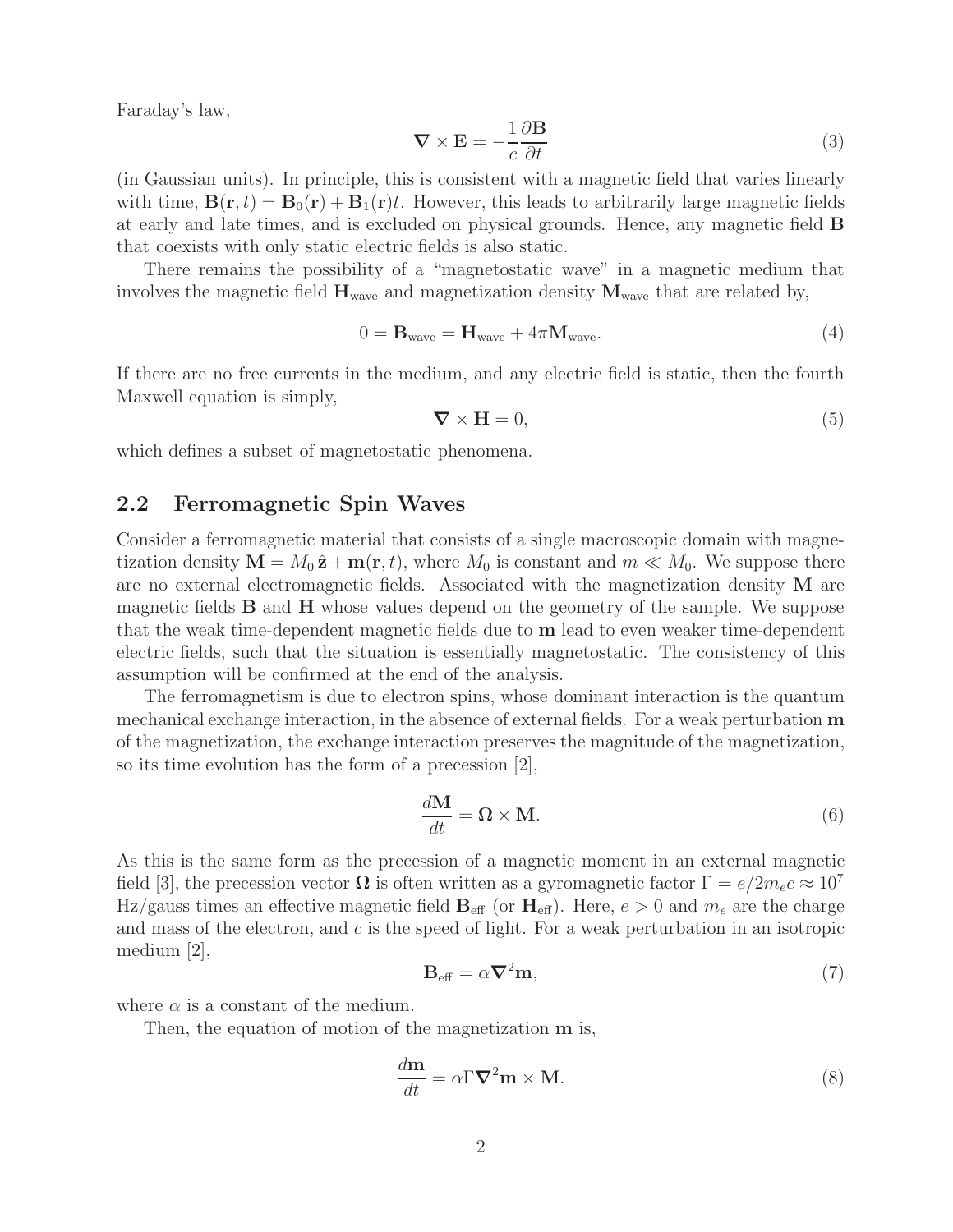Faraday's law,

$$\nabla \times \mathbf{E} = -\frac{1}{c}\frac{\partial \mathbf{B}}{\partial t} \tag{3}$$

(in Gaussian units). In principle, this is consistent with a magnetic field that varies linearly with time, $\mathbf{B}(\mathbf{r}, t) = \mathbf{B}_0(\mathbf{r}) + \mathbf{B}_1(\mathbf{r})t$. However, this leads to arbitrarily large magnetic fields at early and late times, and is excluded on physical grounds. Hence, any magnetic field $\mathbf{B}$ that coexists with only static electric fields is also static.

There remains the possibility of a "magnetostatic wave" in a magnetic medium that involves the magnetic field $\mathbf{H}_{\rm wave}$ and magnetization density $\mathbf{M}_{\rm wave}$ that are related by,

$$0 = \mathbf{B}_{\rm wave} = \mathbf{H}_{\rm wave} + 4\pi \mathbf{M}_{\rm wave}. \tag{4}$$

If there are no free currents in the medium, and any electric field is static, then the fourth Maxwell equation is simply,

$$\nabla \times \mathbf{H} = 0, \tag{5}$$

which defines a subset of magnetostatic phenomena.

## 2.2 Ferromagnetic Spin Waves

Consider a ferromagnetic material that consists of a single macroscopic domain with magnetization density $\mathbf{M} = M_0\,\hat{\mathbf{z}} + \mathbf{m}(\mathbf{r}, t)$, where $M_0$ is constant and $m \ll M_0$. We suppose there are no external electromagnetic fields. Associated with the magnetization density $\mathbf{M}$ are magnetic fields $\mathbf{B}$ and $\mathbf{H}$ whose values depend on the geometry of the sample. We suppose that the weak time-dependent magnetic fields due to $\mathbf{m}$ lead to even weaker time-dependent electric fields, such that the situation is essentially magnetostatic. The consistency of this assumption will be confirmed at the end of the analysis.

The ferromagnetism is due to electron spins, whose dominant interaction is the quantum mechanical exchange interaction, in the absence of external fields. For a weak perturbation $\mathbf{m}$ of the magnetization, the exchange interaction preserves the magnitude of the magnetization, so its time evolution has the form of a precession [2],

$$\frac{d\mathbf{M}}{dt} = \mathbf{\Omega} \times \mathbf{M}. \tag{6}$$

As this is the same form as the precession of a magnetic moment in an external magnetic field [3], the precession vector $\mathbf{\Omega}$ is often written as a gyromagnetic factor $\Gamma = e/2m_e c \approx 10^7$ Hz/gauss times an effective magnetic field $\mathbf{B}_{\rm eff}$ (or $\mathbf{H}_{\rm eff}$). Here, $e > 0$ and $m_e$ are the charge and mass of the electron, and $c$ is the speed of light. For a weak perturbation in an isotropic medium [2],

$$\mathbf{B}_{\rm eff} = \alpha \nabla^2 \mathbf{m}, \tag{7}$$

where $\alpha$ is a constant of the medium.

Then, the equation of motion of the magnetization $\mathbf{m}$ is,

$$\frac{d\mathbf{m}}{dt} = \alpha \Gamma \nabla^2 \mathbf{m} \times \mathbf{M}. \tag{8}$$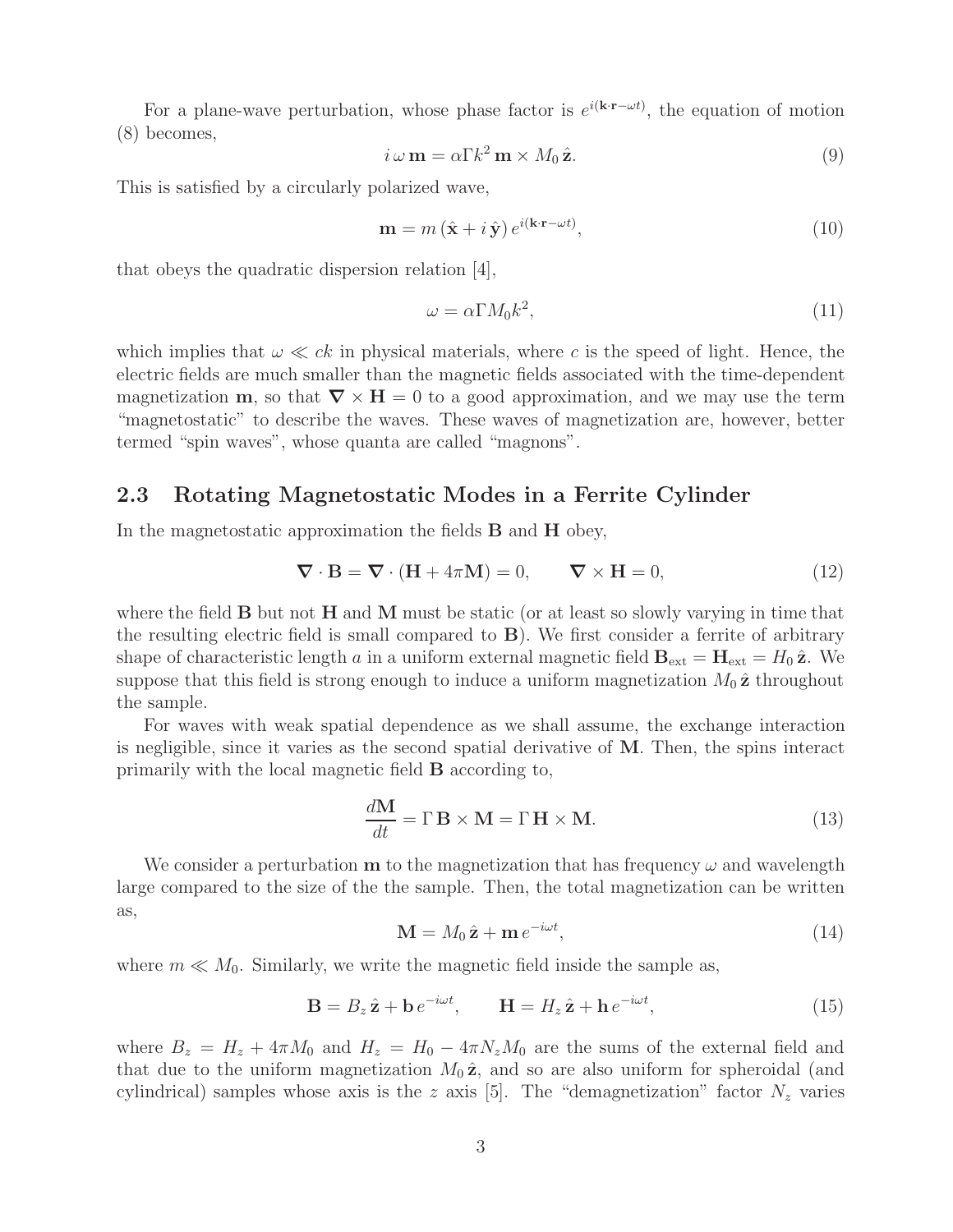For a plane-wave perturbation, whose phase factor is $e^{i(\mathbf{k}\cdot\mathbf{r}-\omega t)}$, the equation of motion (8) becomes,

$$i\,\omega\,\mathbf{m} = \alpha\Gamma k^2\,\mathbf{m}\times M_0\,\hat{\mathbf{z}}. \tag{9}$$

This is satisfied by a circularly polarized wave,

$$\mathbf{m} = m\,(\hat{\mathbf{x}} + i\,\hat{\mathbf{y}})\,e^{i(\mathbf{k}\cdot\mathbf{r}-\omega t)}, \tag{10}$$

that obeys the quadratic dispersion relation [4],

$$\omega = \alpha\Gamma M_0 k^2, \tag{11}$$

which implies that $\omega \ll ck$ in physical materials, where $c$ is the speed of light. Hence, the electric fields are much smaller than the magnetic fields associated with the time-dependent magnetization $\mathbf{m}$, so that $\boldsymbol{\nabla}\times\mathbf{H} = 0$ to a good approximation, and we may use the term "magnetostatic" to describe the waves. These waves of magnetization are, however, better termed "spin waves", whose quanta are called "magnons".

### 2.3 Rotating Magnetostatic Modes in a Ferrite Cylinder

In the magnetostatic approximation the fields $\mathbf{B}$ and $\mathbf{H}$ obey,

$$\boldsymbol{\nabla}\cdot\mathbf{B} = \boldsymbol{\nabla}\cdot(\mathbf{H} + 4\pi\mathbf{M}) = 0, \qquad \boldsymbol{\nabla}\times\mathbf{H} = 0, \tag{12}$$

where the field $\mathbf{B}$ but not $\mathbf{H}$ and $\mathbf{M}$ must be static (or at least so slowly varying in time that the resulting electric field is small compared to $\mathbf{B}$). We first consider a ferrite of arbitrary shape of characteristic length $a$ in a uniform external magnetic field $\mathbf{B}_{\rm ext} = \mathbf{H}_{\rm ext} = H_0\,\hat{\mathbf{z}}$. We suppose that this field is strong enough to induce a uniform magnetization $M_0\,\hat{\mathbf{z}}$ throughout the sample.

For waves with weak spatial dependence as we shall assume, the exchange interaction is negligible, since it varies as the second spatial derivative of $\mathbf{M}$. Then, the spins interact primarily with the local magnetic field $\mathbf{B}$ according to,

$$\frac{d\mathbf{M}}{dt} = \Gamma\,\mathbf{B}\times\mathbf{M} = \Gamma\,\mathbf{H}\times\mathbf{M}. \tag{13}$$

We consider a perturbation $\mathbf{m}$ to the magnetization that has frequency $\omega$ and wavelength large compared to the size of the the sample. Then, the total magnetization can be written as,

$$\mathbf{M} = M_0\,\hat{\mathbf{z}} + \mathbf{m}\,e^{-i\omega t}, \tag{14}$$

where $m \ll M_0$. Similarly, we write the magnetic field inside the sample as,

$$\mathbf{B} = B_z\,\hat{\mathbf{z}} + \mathbf{b}\,e^{-i\omega t}, \qquad \mathbf{H} = H_z\,\hat{\mathbf{z}} + \mathbf{h}\,e^{-i\omega t}, \tag{15}$$

where $B_z = H_z + 4\pi M_0$ and $H_z = H_0 - 4\pi N_z M_0$ are the sums of the external field and that due to the uniform magnetization $M_0\,\hat{\mathbf{z}}$, and so are also uniform for spheroidal (and cylindrical) samples whose axis is the $z$ axis [5]. The "demagnetization" factor $N_z$ varies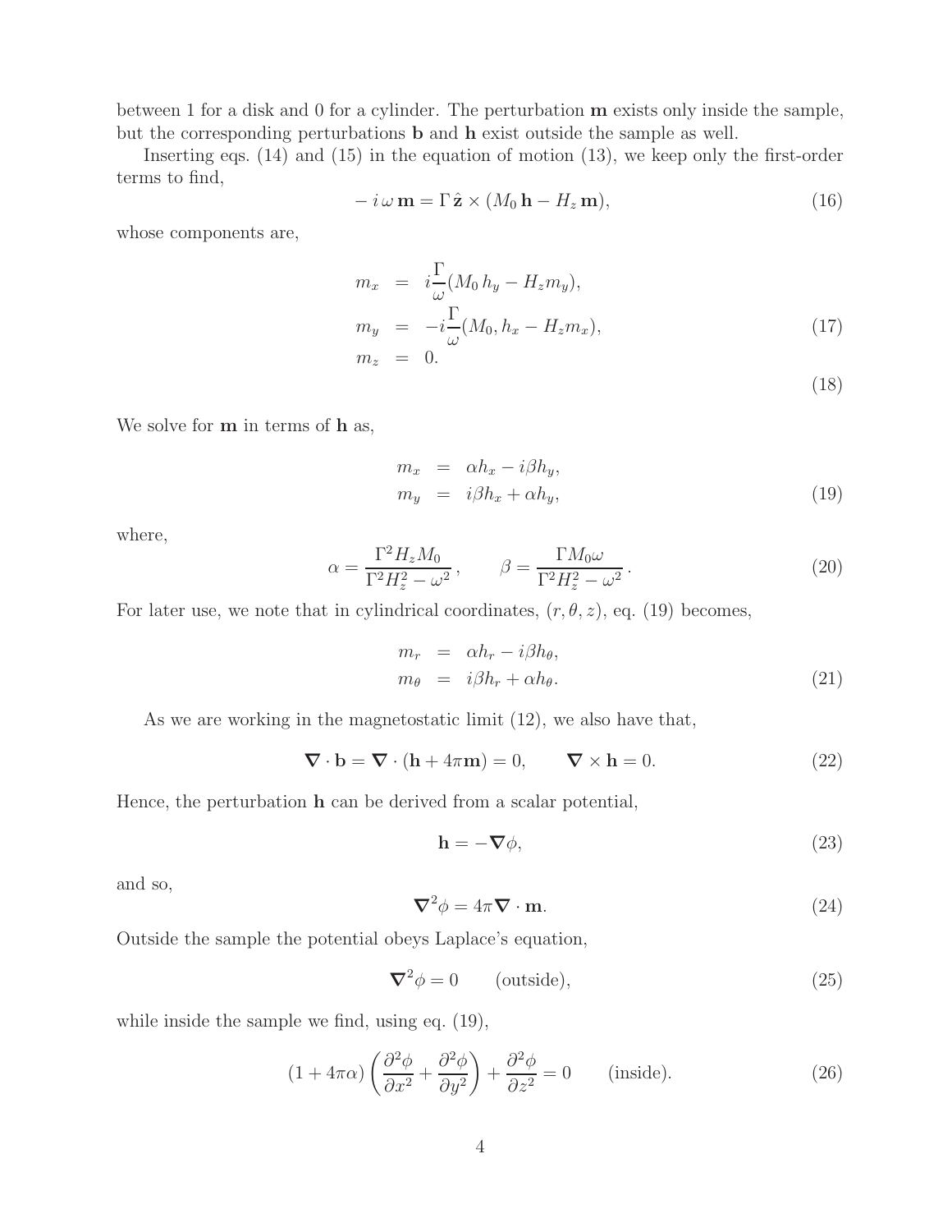between 1 for a disk and 0 for a cylinder. The perturbation $\mathbf{m}$ exists only inside the sample, but the corresponding perturbations $\mathbf{b}$ and $\mathbf{h}$ exist outside the sample as well.

Inserting eqs. (14) and (15) in the equation of motion (13), we keep only the first-order terms to find,

$$-\, i\,\omega\,\mathbf{m} = \Gamma\,\hat{\mathbf{z}} \times (M_0\,\mathbf{h} - H_z\,\mathbf{m}), \tag{16}$$

whose components are,

$$\begin{aligned}
m_x &= i\frac{\Gamma}{\omega}(M_0\,h_y - H_z m_y), \\
m_y &= -i\frac{\Gamma}{\omega}(M_0, h_x - H_z m_x), \qquad (17)\\
m_z &= 0. \qquad (18)
\end{aligned}$$

We solve for $\mathbf{m}$ in terms of $\mathbf{h}$ as,

$$\begin{aligned}
m_x &= \alpha h_x - i\beta h_y, \\
m_y &= i\beta h_x + \alpha h_y,
\end{aligned} \tag{19}$$

where,

$$\alpha = \frac{\Gamma^2 H_z M_0}{\Gamma^2 H_z^2 - \omega^2}\,, \qquad \beta = \frac{\Gamma M_0 \omega}{\Gamma^2 H_z^2 - \omega^2}\,. \tag{20}$$

For later use, we note that in cylindrical coordinates, $(r, \theta, z)$, eq. (19) becomes,

$$\begin{aligned}
m_r &= \alpha h_r - i\beta h_\theta, \\
m_\theta &= i\beta h_r + \alpha h_\theta.
\end{aligned} \tag{21}$$

As we are working in the magnetostatic limit (12), we also have that,

$$\boldsymbol{\nabla} \cdot \mathbf{b} = \boldsymbol{\nabla} \cdot (\mathbf{h} + 4\pi \mathbf{m}) = 0, \qquad \boldsymbol{\nabla} \times \mathbf{h} = 0. \tag{22}$$

Hence, the perturbation $\mathbf{h}$ can be derived from a scalar potential,

$$\mathbf{h} = -\boldsymbol{\nabla}\phi, \tag{23}$$

and so,

$$\boldsymbol{\nabla}^2 \phi = 4\pi \boldsymbol{\nabla} \cdot \mathbf{m}. \tag{24}$$

Outside the sample the potential obeys Laplace's equation,

$$\boldsymbol{\nabla}^2 \phi = 0 \qquad \text{(outside)}, \tag{25}$$

while inside the sample we find, using eq. (19),

$$(1 + 4\pi\alpha)\left(\frac{\partial^2 \phi}{\partial x^2} + \frac{\partial^2 \phi}{\partial y^2}\right) + \frac{\partial^2 \phi}{\partial z^2} = 0 \qquad \text{(inside)}. \tag{26}$$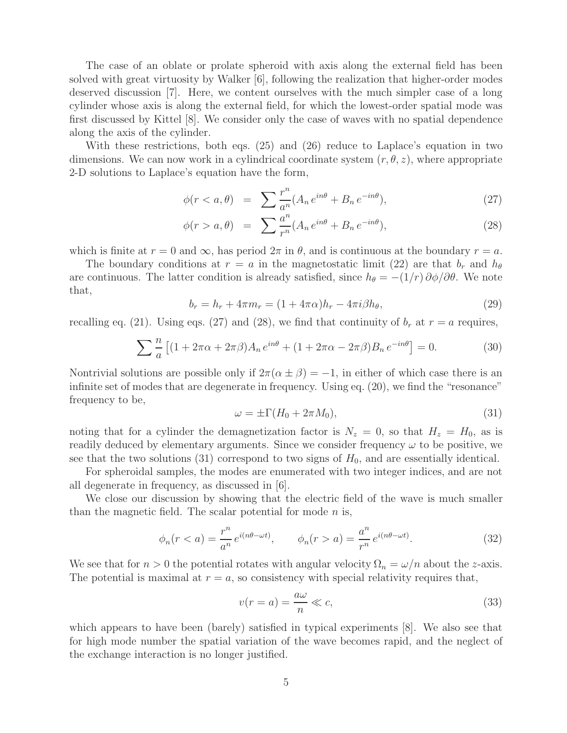The case of an oblate or prolate spheroid with axis along the external field has been solved with great virtuosity by Walker [6], following the realization that higher-order modes deserved discussion [7]. Here, we content ourselves with the much simpler case of a long cylinder whose axis is along the external field, for which the lowest-order spatial mode was first discussed by Kittel [8]. We consider only the case of waves with no spatial dependence along the axis of the cylinder.

With these restrictions, both eqs. (25) and (26) reduce to Laplace's equation in two dimensions. We can now work in a cylindrical coordinate system $(r, \theta, z)$, where appropriate 2-D solutions to Laplace's equation have the form,

$$\phi(r < a, \theta) = \sum \frac{r^n}{a^n}(A_n \, e^{in\theta} + B_n \, e^{-in\theta}), \tag{27}$$

$$\phi(r > a, \theta) = \sum \frac{a^n}{r^n}(A_n \, e^{in\theta} + B_n \, e^{-in\theta}), \tag{28}$$

which is finite at $r = 0$ and $\infty$, has period $2\pi$ in $\theta$, and is continuous at the boundary $r = a$.

The boundary conditions at $r = a$ in the magnetostatic limit (22) are that $b_r$ and $h_\theta$ are continuous. The latter condition is already satisfied, since $h_\theta = -(1/r)\,\partial\phi/\partial\theta$. We note that,

$$b_r = h_r + 4\pi m_r = (1 + 4\pi\alpha)h_r - 4\pi i\beta h_\theta, \tag{29}$$

recalling eq. (21). Using eqs. (27) and (28), we find that continuity of $b_r$ at $r = a$ requires,

$$\sum \frac{n}{a}\left[(1 + 2\pi\alpha + 2\pi\beta)A_n \, e^{in\theta} + (1 + 2\pi\alpha - 2\pi\beta)B_n \, e^{-in\theta}\right] = 0. \tag{30}$$

Nontrivial solutions are possible only if $2\pi(\alpha \pm \beta) = -1$, in either of which case there is an infinite set of modes that are degenerate in frequency. Using eq. (20), we find the "resonance" frequency to be,

$$\omega = \pm\Gamma(H_0 + 2\pi M_0), \tag{31}$$

noting that for a cylinder the demagnetization factor is $N_z = 0$, so that $H_z = H_0$, as is readily deduced by elementary arguments. Since we consider frequency $\omega$ to be positive, we see that the two solutions (31) correspond to two signs of $H_0$, and are essentially identical.

For spheroidal samples, the modes are enumerated with two integer indices, and are not all degenerate in frequency, as discussed in [6].

We close our discussion by showing that the electric field of the wave is much smaller than the magnetic field. The scalar potential for mode $n$ is,

$$\phi_n(r < a) = \frac{r^n}{a^n} \, e^{i(n\theta - \omega t)}, \qquad \phi_n(r > a) = \frac{a^n}{r^n} \, e^{i(n\theta - \omega t)}. \tag{32}$$

We see that for $n > 0$ the potential rotates with angular velocity $\Omega_n = \omega/n$ about the $z$-axis. The potential is maximal at $r = a$, so consistency with special relativity requires that,

$$v(r = a) = \frac{a\omega}{n} \ll c, \tag{33}$$

which appears to have been (barely) satisfied in typical experiments [8]. We also see that for high mode number the spatial variation of the wave becomes rapid, and the neglect of the exchange interaction is no longer justified.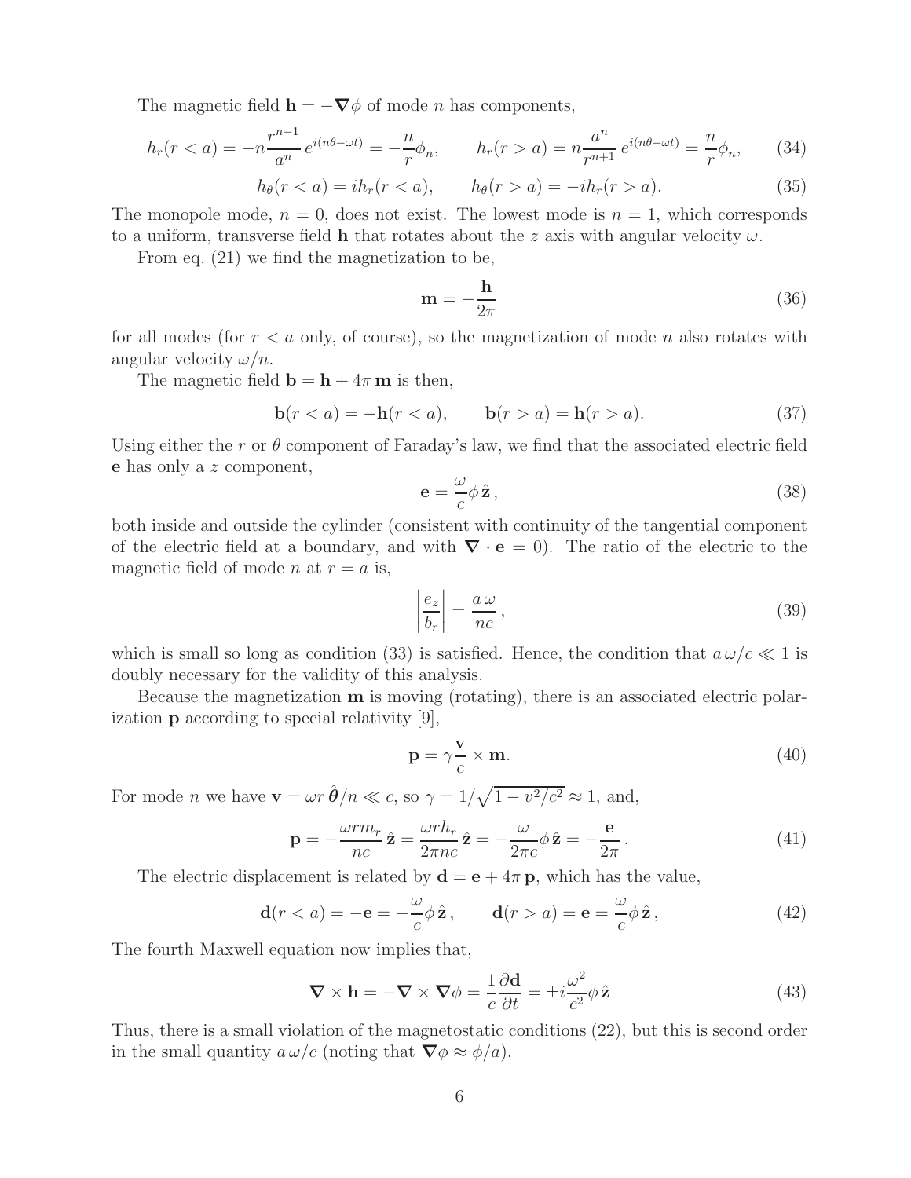The magnetic field $\mathbf{h} = -\boldsymbol{\nabla}\phi$ of mode $n$ has components,

$$h_r(r < a) = -n\frac{r^{n-1}}{a^n}\, e^{i(n\theta-\omega t)} = -\frac{n}{r}\phi_n, \qquad h_r(r > a) = n\frac{a^n}{r^{n+1}}\, e^{i(n\theta-\omega t)} = \frac{n}{r}\phi_n, \tag{34}$$

$$h_\theta(r < a) = ih_r(r < a), \qquad h_\theta(r > a) = -ih_r(r > a). \tag{35}$$

The monopole mode, $n = 0$, does not exist. The lowest mode is $n = 1$, which corresponds to a uniform, transverse field $\mathbf{h}$ that rotates about the $z$ axis with angular velocity $\omega$.

From eq. (21) we find the magnetization to be,

$$\mathbf{m} = -\frac{\mathbf{h}}{2\pi} \tag{36}$$

for all modes (for $r < a$ only, of course), so the magnetization of mode $n$ also rotates with angular velocity $\omega/n$.

The magnetic field $\mathbf{b} = \mathbf{h} + 4\pi\,\mathbf{m}$ is then,

$$\mathbf{b}(r < a) = -\mathbf{h}(r < a), \qquad \mathbf{b}(r > a) = \mathbf{h}(r > a). \tag{37}$$

Using either the $r$ or $\theta$ component of Faraday's law, we find that the associated electric field $\mathbf{e}$ has only a $z$ component,

$$\mathbf{e} = \frac{\omega}{c}\phi\,\hat{\mathbf{z}}\,, \tag{38}$$

both inside and outside the cylinder (consistent with continuity of the tangential component of the electric field at a boundary, and with $\boldsymbol{\nabla}\cdot\mathbf{e} = 0$). The ratio of the electric to the magnetic field of mode $n$ at $r = a$ is,

$$\left|\frac{e_z}{b_r}\right| = \frac{a\,\omega}{nc}\,, \tag{39}$$

which is small so long as condition (33) is satisfied. Hence, the condition that $a\,\omega/c \ll 1$ is doubly necessary for the validity of this analysis.

Because the magnetization $\mathbf{m}$ is moving (rotating), there is an associated electric polarization $\mathbf{p}$ according to special relativity [9],

$$\mathbf{p} = \gamma\frac{\mathbf{v}}{c}\times\mathbf{m}. \tag{40}$$

For mode $n$ we have $\mathbf{v} = \omega r\,\hat{\boldsymbol{\theta}}/n \ll c$, so $\gamma = 1/\sqrt{1 - v^2/c^2} \approx 1$, and,

$$\mathbf{p} = -\frac{\omega r m_r}{nc}\,\hat{\mathbf{z}} = \frac{\omega r h_r}{2\pi nc}\,\hat{\mathbf{z}} = -\frac{\omega}{2\pi c}\phi\,\hat{\mathbf{z}} = -\frac{\mathbf{e}}{2\pi}\,. \tag{41}$$

The electric displacement is related by $\mathbf{d} = \mathbf{e} + 4\pi\,\mathbf{p}$, which has the value,

$$\mathbf{d}(r < a) = -\mathbf{e} = -\frac{\omega}{c}\phi\,\hat{\mathbf{z}}\,, \qquad \mathbf{d}(r > a) = \mathbf{e} = \frac{\omega}{c}\phi\,\hat{\mathbf{z}}\,, \tag{42}$$

The fourth Maxwell equation now implies that,

$$\boldsymbol{\nabla}\times\mathbf{h} = -\boldsymbol{\nabla}\times\boldsymbol{\nabla}\phi = \frac{1}{c}\frac{\partial\mathbf{d}}{\partial t} = \pm i\frac{\omega^2}{c^2}\phi\,\hat{\mathbf{z}} \tag{43}$$

Thus, there is a small violation of the magnetostatic conditions (22), but this is second order in the small quantity $a\,\omega/c$ (noting that $\boldsymbol{\nabla}\phi \approx \phi/a$).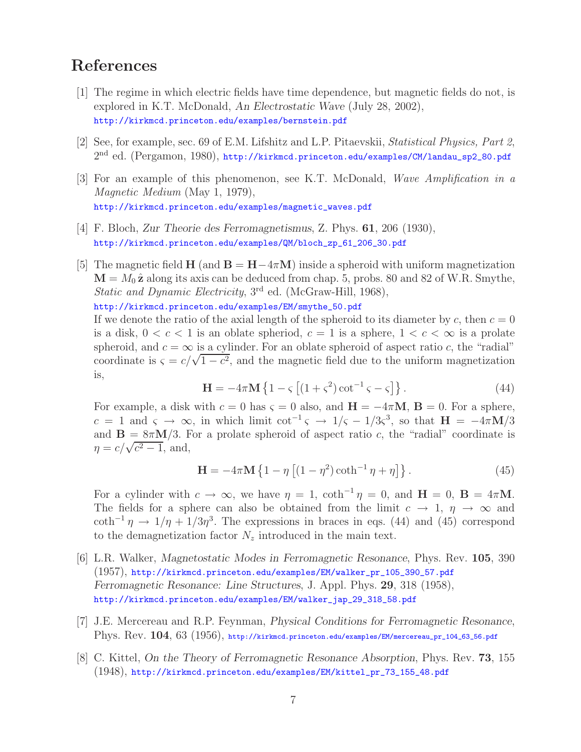## References

[1] The regime in which electric fields have time dependence, but magnetic fields do not, is explored in K.T. McDonald, *An Electrostatic Wave* (July 28, 2002), http://kirkmcd.princeton.edu/examples/bernstein.pdf

[2] See, for example, sec. 69 of E.M. Lifshitz and L.P. Pitaevskii, *Statistical Physics, Part 2*, 2nd ed. (Pergamon, 1980), http://kirkmcd.princeton.edu/examples/CM/landau_sp2_80.pdf

[3] For an example of this phenomenon, see K.T. McDonald, *Wave Amplification in a Magnetic Medium* (May 1, 1979), http://kirkmcd.princeton.edu/examples/magnetic_waves.pdf

[4] F. Bloch, *Zur Theorie des Ferromagnetismus*, Z. Phys. **61**, 206 (1930), http://kirkmcd.princeton.edu/examples/QM/bloch_zp_61_206_30.pdf

[5] The magnetic field $\mathbf{H}$ (and $\mathbf{B} = \mathbf{H} - 4\pi\mathbf{M}$) inside a spheroid with uniform magnetization $\mathbf{M} = M_0\,\hat{\mathbf{z}}$ along its axis can be deduced from chap. 5, probs. 80 and 82 of W.R. Smythe, *Static and Dynamic Electricity*, 3rd ed. (McGraw-Hill, 1968), http://kirkmcd.princeton.edu/examples/EM/smythe_50.pdf
If we denote the ratio of the axial length of the spheroid to its diameter by $c$, then $c = 0$ is a disk, $0 < c < 1$ is an oblate spheroid, $c = 1$ is a sphere, $1 < c < \infty$ is a prolate spheroid, and $c = \infty$ is a cylinder. For an oblate spheroid of aspect ratio $c$, the "radial" coordinate is $\varsigma = c/\sqrt{1 - c^2}$, and the magnetic field due to the uniform magnetization is,

$$\mathbf{H} = -4\pi\mathbf{M}\left\{1 - \varsigma\left[(1 + \varsigma^2)\cot^{-1}\varsigma - \varsigma\right]\right\}. \tag{44}$$

For example, a disk with $c = 0$ has $\varsigma = 0$ also, and $\mathbf{H} = -4\pi\mathbf{M}$, $\mathbf{B} = 0$. For a sphere, $c = 1$ and $\varsigma \to \infty$, in which limit $\cot^{-1}\varsigma \to 1/\varsigma - 1/3\varsigma^3$, so that $\mathbf{H} = -4\pi\mathbf{M}/3$ and $\mathbf{B} = 8\pi\mathbf{M}/3$. For a prolate spheroid of aspect ratio $c$, the "radial" coordinate is $\eta = c/\sqrt{c^2 - 1}$, and,

$$\mathbf{H} = -4\pi\mathbf{M}\left\{1 - \eta\left[(1 - \eta^2)\coth^{-1}\eta + \eta\right]\right\}. \tag{45}$$

For a cylinder with $c \to \infty$, we have $\eta = 1$, $\coth^{-1}\eta = 0$, and $\mathbf{H} = 0$, $\mathbf{B} = 4\pi\mathbf{M}$. The fields for a sphere can also be obtained from the limit $c \to 1$, $\eta \to \infty$ and $\coth^{-1}\eta \to 1/\eta + 1/3\eta^3$. The expressions in braces in eqs. (44) and (45) correspond to the demagnetization factor $N_z$ introduced in the main text.

[6] L.R. Walker, *Magnetostatic Modes in Ferromagnetic Resonance*, Phys. Rev. **105**, 390 (1957), http://kirkmcd.princeton.edu/examples/EM/walker_pr_105_390_57.pdf
*Ferromagnetic Resonance: Line Structures*, J. Appl. Phys. **29**, 318 (1958), http://kirkmcd.princeton.edu/examples/EM/walker_jap_29_318_58.pdf

[7] J.E. Mercereau and R.P. Feynman, *Physical Conditions for Ferromagnetic Resonance*, Phys. Rev. **104**, 63 (1956), http://kirkmcd.princeton.edu/examples/EM/mercereau_pr_104_63_56.pdf

[8] C. Kittel, *On the Theory of Ferromagnetic Resonance Absorption*, Phys. Rev. **73**, 155 (1948), http://kirkmcd.princeton.edu/examples/EM/kittel_pr_73_155_48.pdf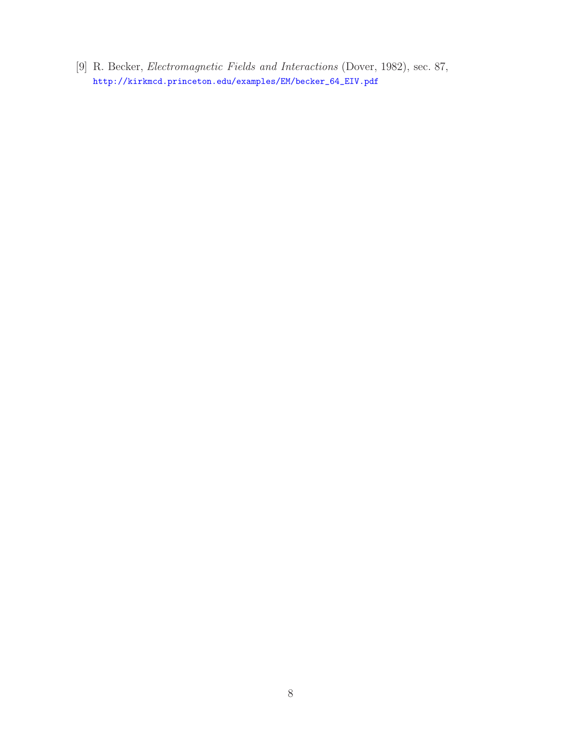[9] R. Becker, *Electromagnetic Fields and Interactions* (Dover, 1982), sec. 87,
http://kirkmcd.princeton.edu/examples/EM/becker_64_EIV.pdf